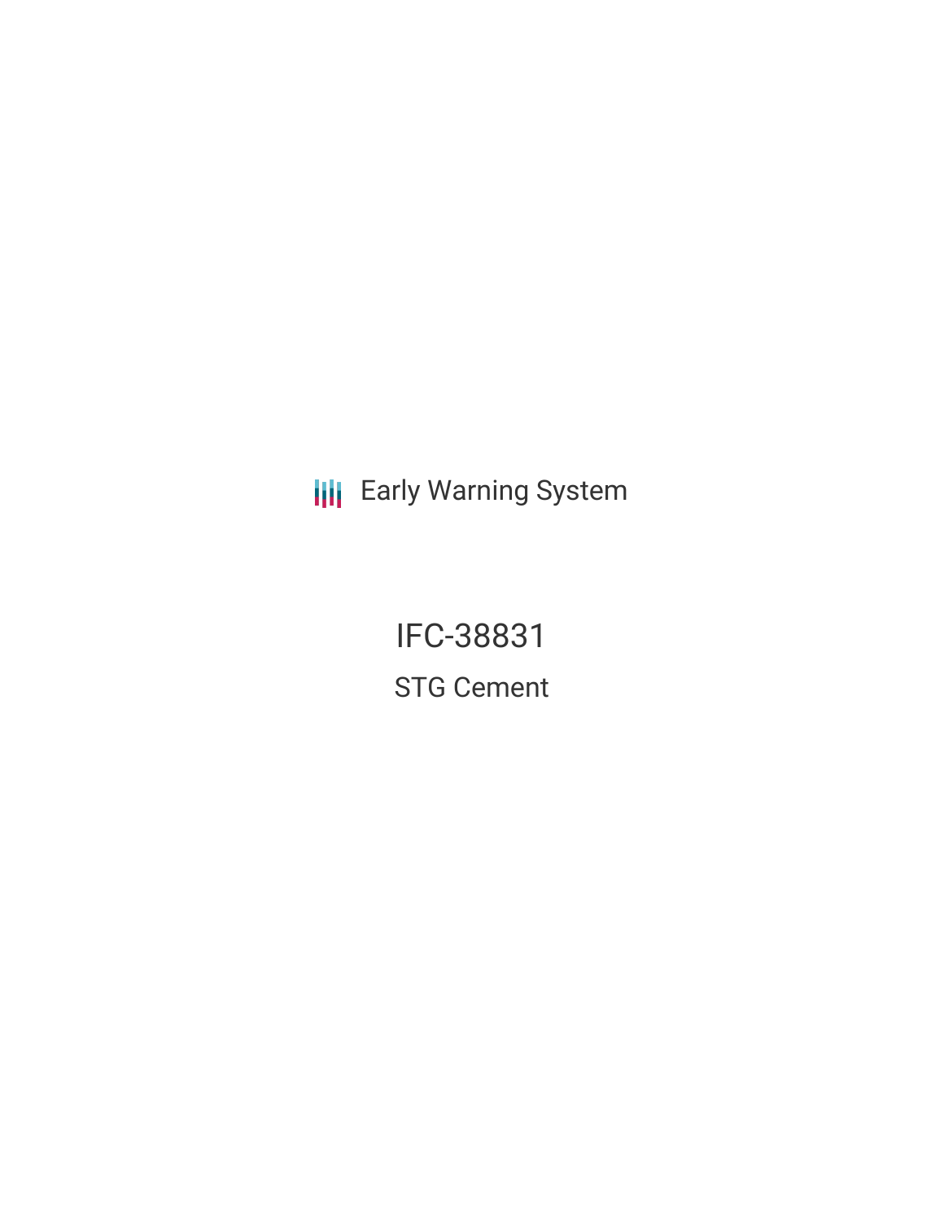Early Warning System

# IFC-38831

## STG Cement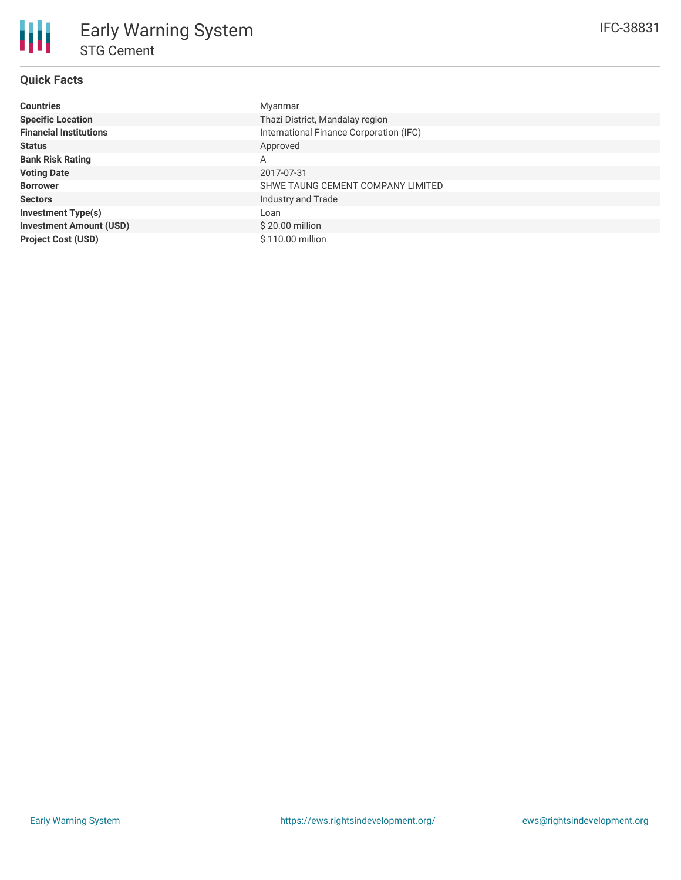# Early Warning System

## STG Cement

IFC-38831

### Quick Facts

| | |
|---|---|
| **Countries** | Myanmar |
| **Specific Location** | Thazi District, Mandalay region |
| **Financial Institutions** | International Finance Corporation (IFC) |
| **Status** | Approved |
| **Bank Risk Rating** | A |
| **Voting Date** | 2017-07-31 |
| **Borrower** | SHWE TAUNG CEMENT COMPANY LIMITED |
| **Sectors** | Industry and Trade |
| **Investment Type(s)** | Loan |
| **Investment Amount (USD)** | $ 20.00 million |
| **Project Cost (USD)** | $ 110.00 million |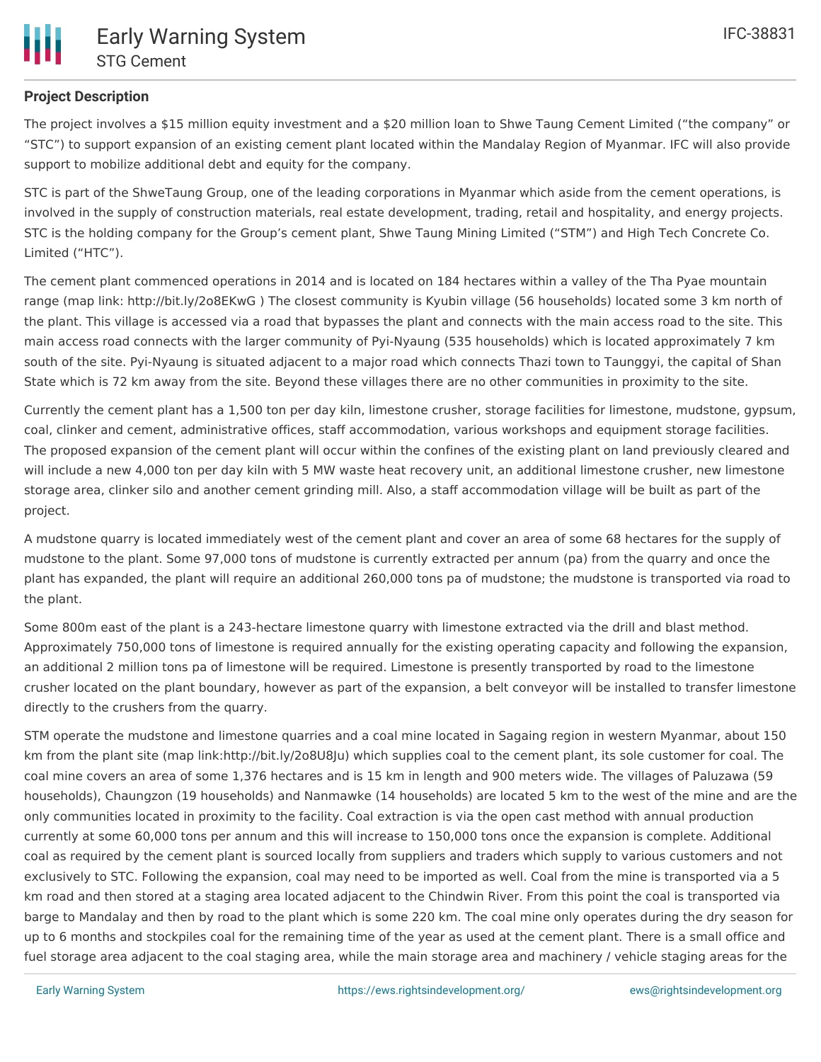**Project Description**

The project involves a $15 million equity investment and a $20 million loan to Shwe Taung Cement Limited ("the company" or "STC") to support expansion of an existing cement plant located within the Mandalay Region of Myanmar. IFC will also provide support to mobilize additional debt and equity for the company.

STC is part of the ShweTaung Group, one of the leading corporations in Myanmar which aside from the cement operations, is involved in the supply of construction materials, real estate development, trading, retail and hospitality, and energy projects. STC is the holding company for the Group's cement plant, Shwe Taung Mining Limited ("STM") and High Tech Concrete Co. Limited ("HTC").

The cement plant commenced operations in 2014 and is located on 184 hectares within a valley of the Tha Pyae mountain range (map link: http://bit.ly/2o8EKwG ) The closest community is Kyubin village (56 households) located some 3 km north of the plant. This village is accessed via a road that bypasses the plant and connects with the main access road to the site. This main access road connects with the larger community of Pyi-Nyaung (535 households) which is located approximately 7 km south of the site. Pyi-Nyaung is situated adjacent to a major road which connects Thazi town to Taunggyi, the capital of Shan State which is 72 km away from the site. Beyond these villages there are no other communities in proximity to the site.

Currently the cement plant has a 1,500 ton per day kiln, limestone crusher, storage facilities for limestone, mudstone, gypsum, coal, clinker and cement, administrative offices, staff accommodation, various workshops and equipment storage facilities. The proposed expansion of the cement plant will occur within the confines of the existing plant on land previously cleared and will include a new 4,000 ton per day kiln with 5 MW waste heat recovery unit, an additional limestone crusher, new limestone storage area, clinker silo and another cement grinding mill. Also, a staff accommodation village will be built as part of the project.

A mudstone quarry is located immediately west of the cement plant and cover an area of some 68 hectares for the supply of mudstone to the plant. Some 97,000 tons of mudstone is currently extracted per annum (pa) from the quarry and once the plant has expanded, the plant will require an additional 260,000 tons pa of mudstone; the mudstone is transported via road to the plant.

Some 800m east of the plant is a 243-hectare limestone quarry with limestone extracted via the drill and blast method. Approximately 750,000 tons of limestone is required annually for the existing operating capacity and following the expansion, an additional 2 million tons pa of limestone will be required. Limestone is presently transported by road to the limestone crusher located on the plant boundary, however as part of the expansion, a belt conveyor will be installed to transfer limestone directly to the crushers from the quarry.

STM operate the mudstone and limestone quarries and a coal mine located in Sagaing region in western Myanmar, about 150 km from the plant site (map link:http://bit.ly/2o8U8Ju) which supplies coal to the cement plant, its sole customer for coal. The coal mine covers an area of some 1,376 hectares and is 15 km in length and 900 meters wide. The villages of Paluzawa (59 households), Chaungzon (19 households) and Nanmawke (14 households) are located 5 km to the west of the mine and are the only communities located in proximity to the facility. Coal extraction is via the open cast method with annual production currently at some 60,000 tons per annum and this will increase to 150,000 tons once the expansion is complete. Additional coal as required by the cement plant is sourced locally from suppliers and traders which supply to various customers and not exclusively to STC. Following the expansion, coal may need to be imported as well. Coal from the mine is transported via a 5 km road and then stored at a staging area located adjacent to the Chindwin River. From this point the coal is transported via barge to Mandalay and then by road to the plant which is some 220 km. The coal mine only operates during the dry season for up to 6 months and stockpiles coal for the remaining time of the year as used at the cement plant. There is a small office and fuel storage area adjacent to the coal staging area, while the main storage area and machinery / vehicle staging areas for the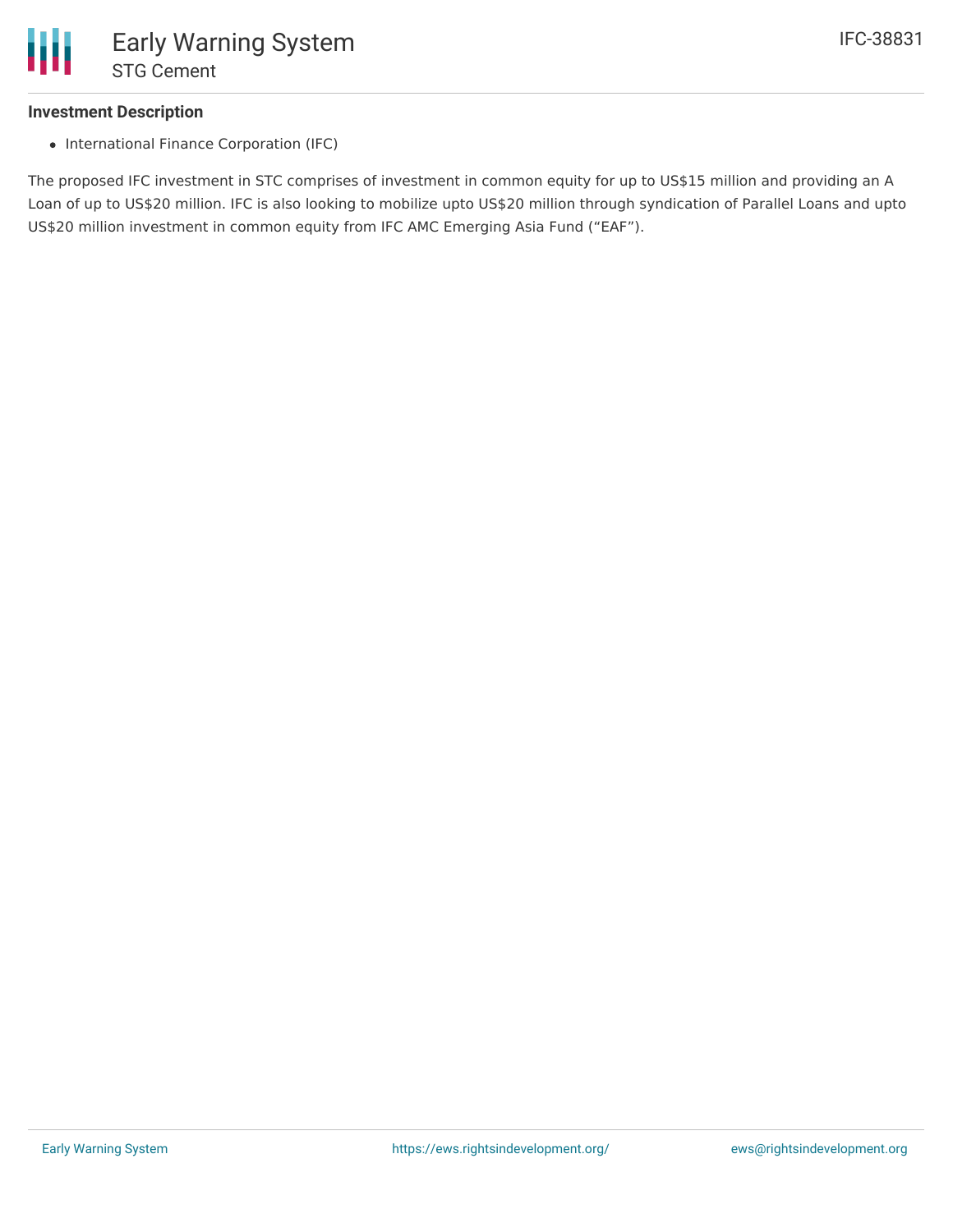### Investment Description

- International Finance Corporation (IFC)

The proposed IFC investment in STC comprises of investment in common equity for up to US$15 million and providing an A Loan of up to US$20 million. IFC is also looking to mobilize upto US$20 million through syndication of Parallel Loans and upto US$20 million investment in common equity from IFC AMC Emerging Asia Fund ("EAF").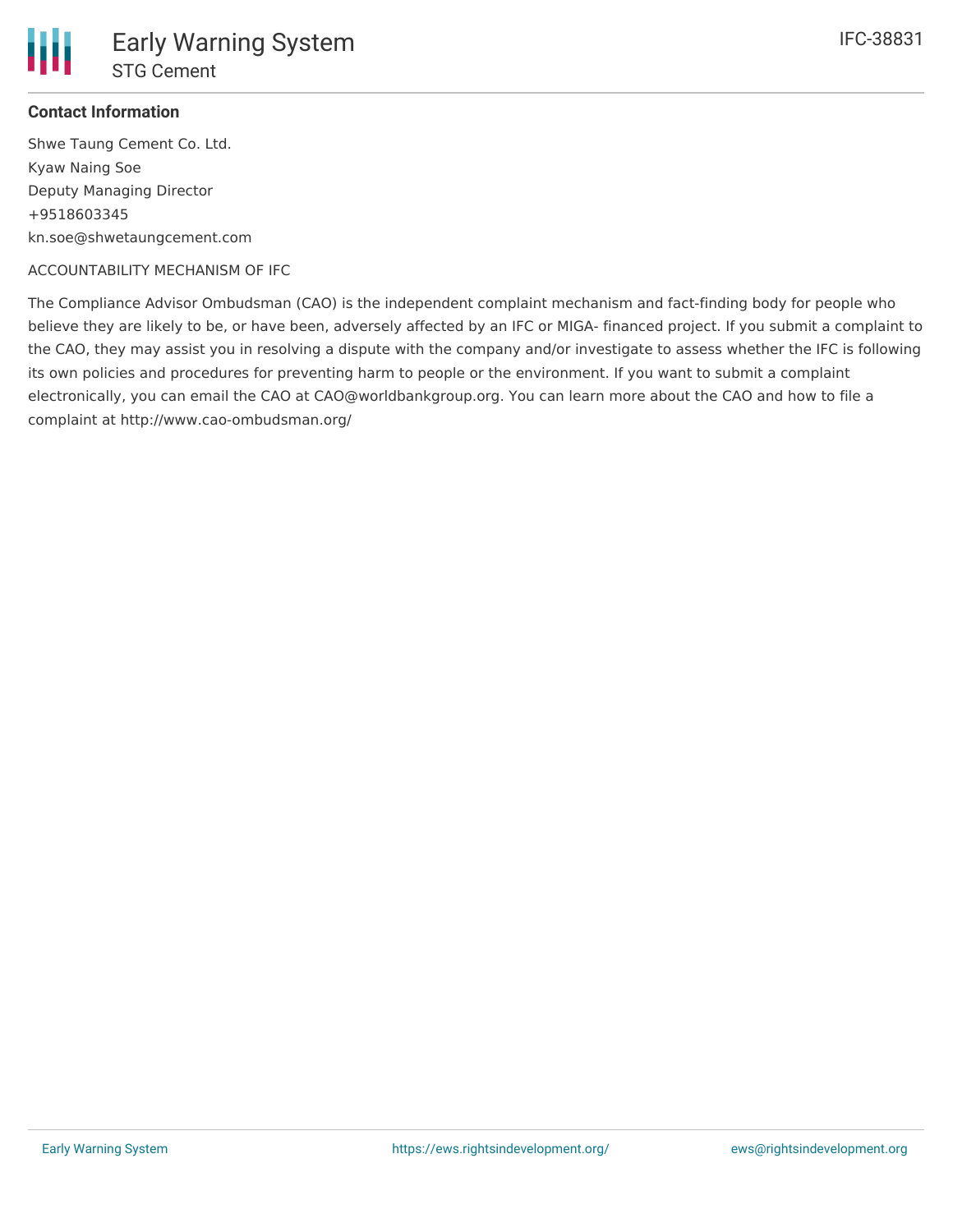**Contact Information**

Shwe Taung Cement Co. Ltd.
Kyaw Naing Soe
Deputy Managing Director
+9518603345
kn.soe@shwetaungcement.com

ACCOUNTABILITY MECHANISM OF IFC

The Compliance Advisor Ombudsman (CAO) is the independent complaint mechanism and fact-finding body for people who believe they are likely to be, or have been, adversely affected by an IFC or MIGA- financed project. If you submit a complaint to the CAO, they may assist you in resolving a dispute with the company and/or investigate to assess whether the IFC is following its own policies and procedures for preventing harm to people or the environment. If you want to submit a complaint electronically, you can email the CAO at CAO@worldbankgroup.org. You can learn more about the CAO and how to file a complaint at http://www.cao-ombudsman.org/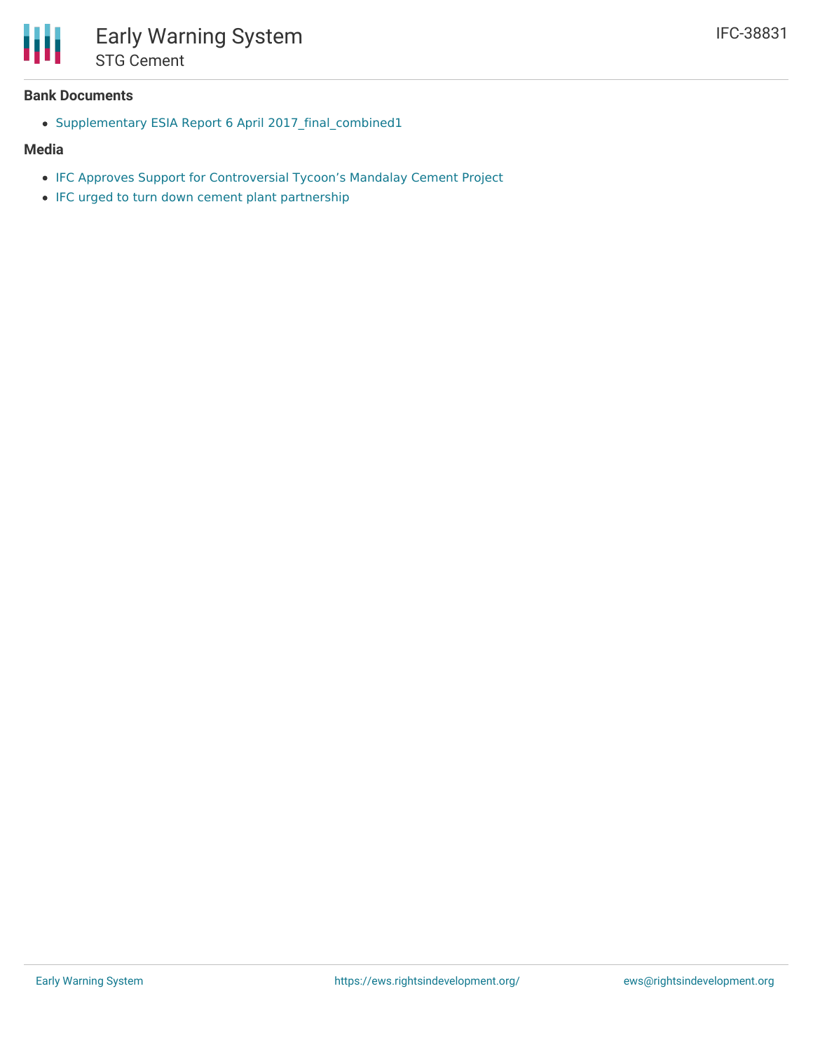**Bank Documents**

- Supplementary ESIA Report 6 April 2017_final_combined1

**Media**

- IFC Approves Support for Controversial Tycoon's Mandalay Cement Project
- IFC urged to turn down cement plant partnership